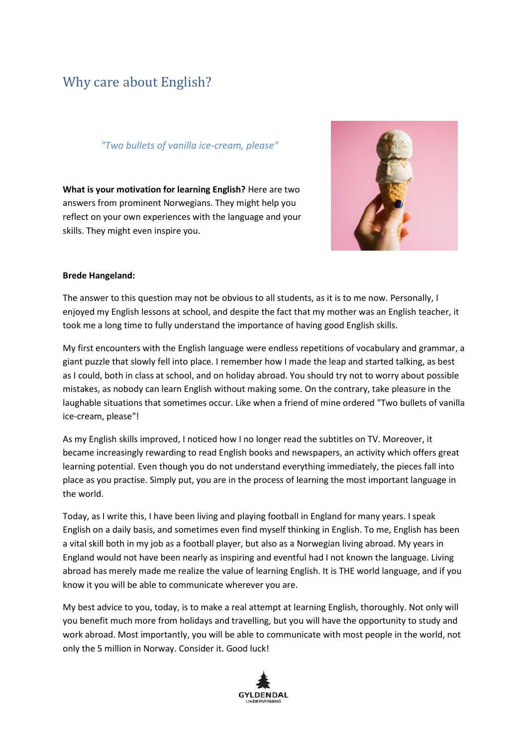# Why care about English?

*"Two bullets of vanilla ice-cream, please"*

**What is your motivation for learning English?** Here are two answers from prominent Norwegians. They might help you reflect on your own experiences with the language and your skills. They might even inspire you.

**Brede Hangeland:**

The answer to this question may not be obvious to all students, as it is to me now. Personally, I enjoyed my English lessons at school, and despite the fact that my mother was an English teacher, it took me a long time to fully understand the importance of having good English skills.

My first encounters with the English language were endless repetitions of vocabulary and grammar, a giant puzzle that slowly fell into place. I remember how I made the leap and started talking, as best as I could, both in class at school, and on holiday abroad. You should try not to worry about possible mistakes, as nobody can learn English without making some. On the contrary, take pleasure in the laughable situations that sometimes occur. Like when a friend of mine ordered "Two bullets of vanilla ice-cream, please"!

As my English skills improved, I noticed how I no longer read the subtitles on TV. Moreover, it became increasingly rewarding to read English books and newspapers, an activity which offers great learning potential. Even though you do not understand everything immediately, the pieces fall into place as you practise. Simply put, you are in the process of learning the most important language in the world.

Today, as I write this, I have been living and playing football in England for many years. I speak English on a daily basis, and sometimes even find myself thinking in English. To me, English has been a vital skill both in my job as a football player, but also as a Norwegian living abroad. My years in England would not have been nearly as inspiring and eventful had I not known the language. Living abroad has merely made me realize the value of learning English. It is THE world language, and if you know it you will be able to communicate wherever you are.

My best advice to you, today, is to make a real attempt at learning English, thoroughly. Not only will you benefit much more from holidays and travelling, but you will have the opportunity to study and work abroad. Most importantly, you will be able to communicate with most people in the world, not only the 5 million in Norway. Consider it. Good luck!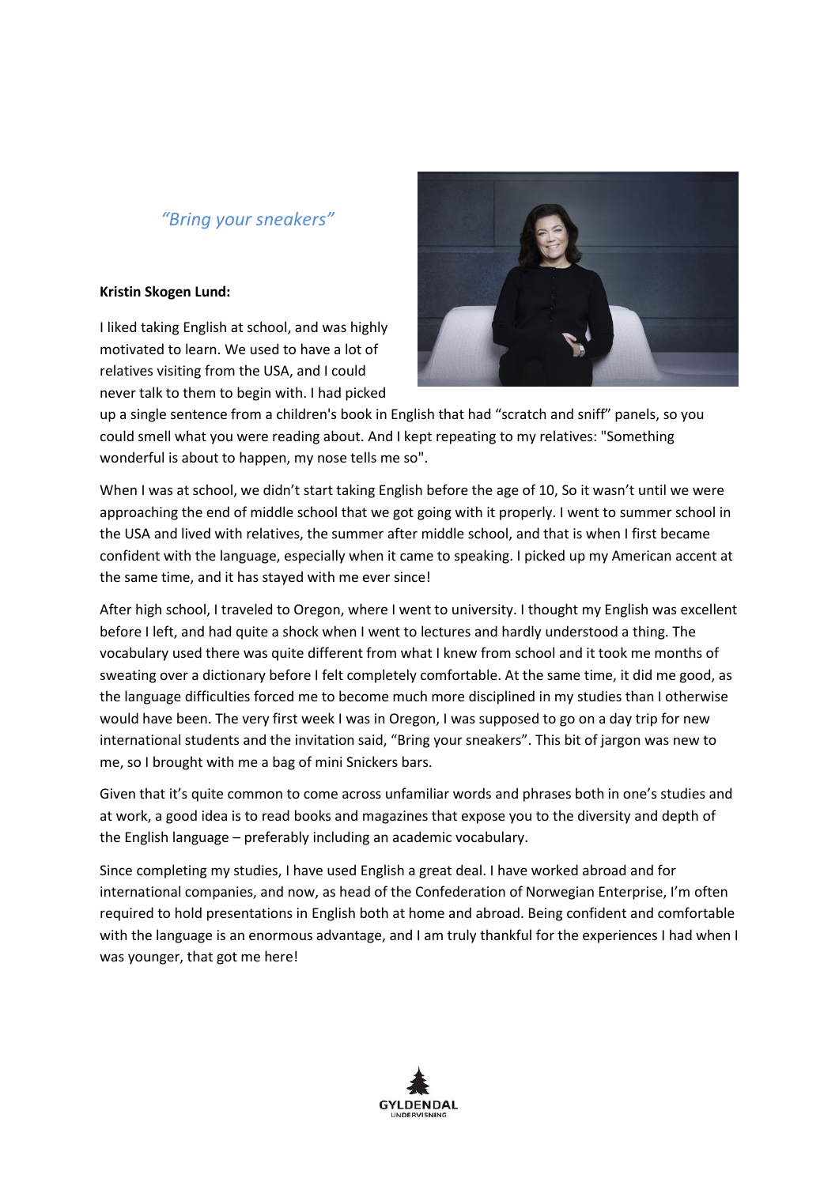*"Bring your sneakers"*

**Kristin Skogen Lund:**

I liked taking English at school, and was highly motivated to learn. We used to have a lot of relatives visiting from the USA, and I could never talk to them to begin with. I had picked up a single sentence from a children's book in English that had "scratch and sniff" panels, so you could smell what you were reading about. And I kept repeating to my relatives: "Something wonderful is about to happen, my nose tells me so".

When I was at school, we didn't start taking English before the age of 10, So it wasn't until we were approaching the end of middle school that we got going with it properly. I went to summer school in the USA and lived with relatives, the summer after middle school, and that is when I first became confident with the language, especially when it came to speaking. I picked up my American accent at the same time, and it has stayed with me ever since!

After high school, I traveled to Oregon, where I went to university. I thought my English was excellent before I left, and had quite a shock when I went to lectures and hardly understood a thing. The vocabulary used there was quite different from what I knew from school and it took me months of sweating over a dictionary before I felt completely comfortable. At the same time, it did me good, as the language difficulties forced me to become much more disciplined in my studies than I otherwise would have been. The very first week I was in Oregon, I was supposed to go on a day trip for new international students and the invitation said, "Bring your sneakers". This bit of jargon was new to me, so I brought with me a bag of mini Snickers bars.

Given that it's quite common to come across unfamiliar words and phrases both in one's studies and at work, a good idea is to read books and magazines that expose you to the diversity and depth of the English language – preferably including an academic vocabulary.

Since completing my studies, I have used English a great deal. I have worked abroad and for international companies, and now, as head of the Confederation of Norwegian Enterprise, I'm often required to hold presentations in English both at home and abroad. Being confident and comfortable with the language is an enormous advantage, and I am truly thankful for the experiences I had when I was younger, that got me here!